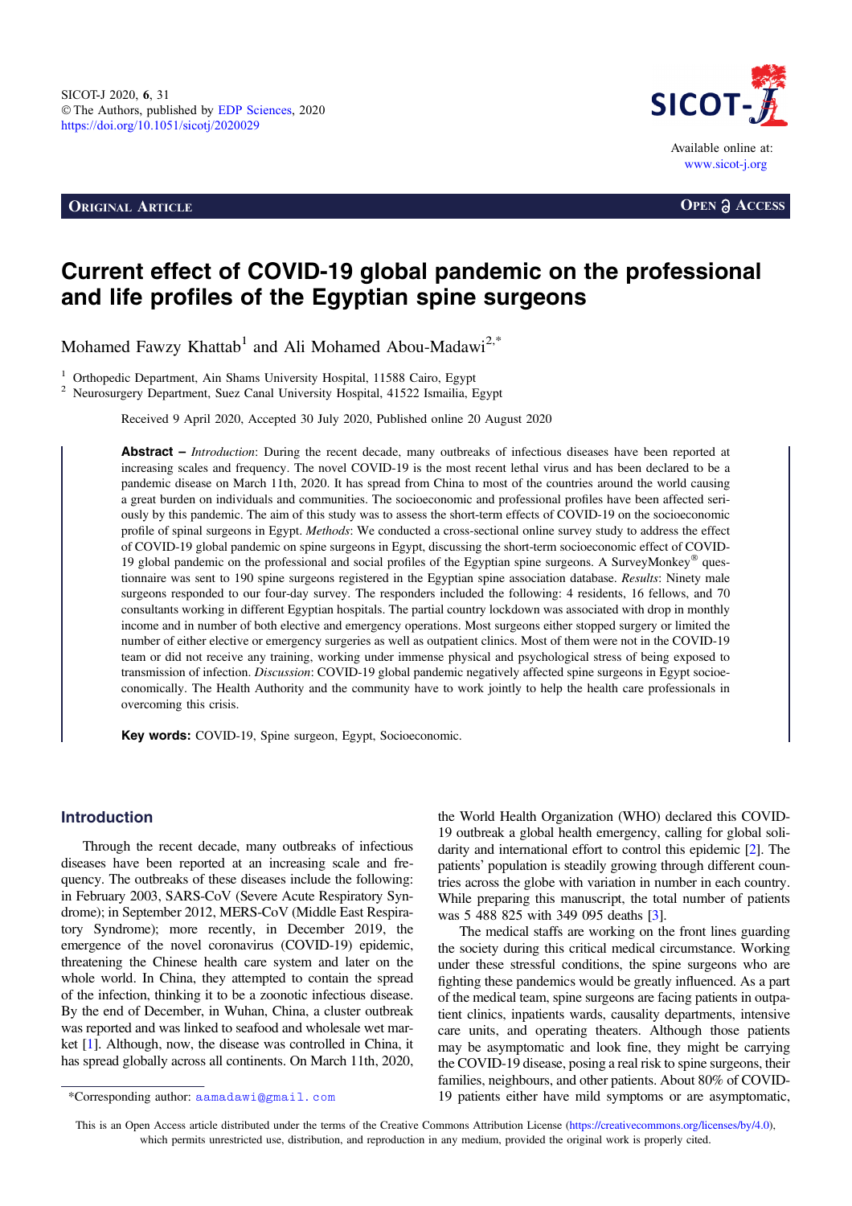ORIGINAL ARTICLE

OPEN ACCESS

# Current effect of COVID-19 global pandemic on the professional and life profiles of the Egyptian spine surgeons

Mohamed Fawzy Khattab[1] and Ali Mohamed Abou-Madawi[2,*]

[1] Orthopedic Department, Ain Shams University Hospital, 11588 Cairo, Egypt
[2] Neurosurgery Department, Suez Canal University Hospital, 41522 Ismailia, Egypt

Received 9 April 2020, Accepted 30 July 2020, Published online 20 August 2020

**Abstract –** *Introduction*: During the recent decade, many outbreaks of infectious diseases have been reported at increasing scales and frequency. The novel COVID-19 is the most recent lethal virus and has been declared to be a pandemic disease on March 11th, 2020. It has spread from China to most of the countries around the world causing a great burden on individuals and communities. The socioeconomic and professional profiles have been affected seriously by this pandemic. The aim of this study was to assess the short-term effects of COVID-19 on the socioeconomic profile of spinal surgeons in Egypt. *Methods*: We conducted a cross-sectional online survey study to address the effect of COVID-19 global pandemic on spine surgeons in Egypt, discussing the short-term socioeconomic effect of COVID-19 global pandemic on the professional and social profiles of the Egyptian spine surgeons. A SurveyMonkey® questionnaire was sent to 190 spine surgeons registered in the Egyptian spine association database. *Results*: Ninety male surgeons responded to our four-day survey. The responders included the following: 4 residents, 16 fellows, and 70 consultants working in different Egyptian hospitals. The partial country lockdown was associated with drop in monthly income and in number of both elective and emergency operations. Most surgeons either stopped surgery or limited the number of either elective or emergency surgeries as well as outpatient clinics. Most of them were not in the COVID-19 team or did not receive any training, working under immense physical and psychological stress of being exposed to transmission of infection. *Discussion*: COVID-19 global pandemic negatively affected spine surgeons in Egypt socioeconomically. The Health Authority and the community have to work jointly to help the health care professionals in overcoming this crisis.

**Key words:** COVID-19, Spine surgeon, Egypt, Socioeconomic.

## Introduction

Through the recent decade, many outbreaks of infectious diseases have been reported at an increasing scale and frequency. The outbreaks of these diseases include the following: in February 2003, SARS-CoV (Severe Acute Respiratory Syndrome); in September 2012, MERS-CoV (Middle East Respiratory Syndrome); more recently, in December 2019, the emergence of the novel coronavirus (COVID-19) epidemic, threatening the Chinese health care system and later on the whole world. In China, they attempted to contain the spread of the infection, thinking it to be a zoonotic infectious disease. By the end of December, in Wuhan, China, a cluster outbreak was reported and was linked to seafood and wholesale wet market [1]. Although, now, the disease was controlled in China, it has spread globally across all continents. On March 11th, 2020, the World Health Organization (WHO) declared this COVID-19 outbreak a global health emergency, calling for global solidarity and international effort to control this epidemic [2]. The patients' population is steadily growing through different countries across the globe with variation in number in each country. While preparing this manuscript, the total number of patients was 5 488 825 with 349 095 deaths [3].

The medical staffs are working on the front lines guarding the society during this critical medical circumstance. Working under these stressful conditions, the spine surgeons who are fighting these pandemics would be greatly influenced. As a part of the medical team, spine surgeons are facing patients in outpatient clinics, inpatients wards, causality departments, intensive care units, and operating theaters. Although those patients may be asymptomatic and look fine, they might be carrying the COVID-19 disease, posing a real risk to spine surgeons, their families, neighbours, and other patients. About 80% of COVID-19 patients either have mild symptoms or are asymptomatic,

*Corresponding author: aamadawi@gmail.com

This is an Open Access article distributed under the terms of the Creative Commons Attribution License (https://creativecommons.org/licenses/by/4.0), which permits unrestricted use, distribution, and reproduction in any medium, provided the original work is properly cited.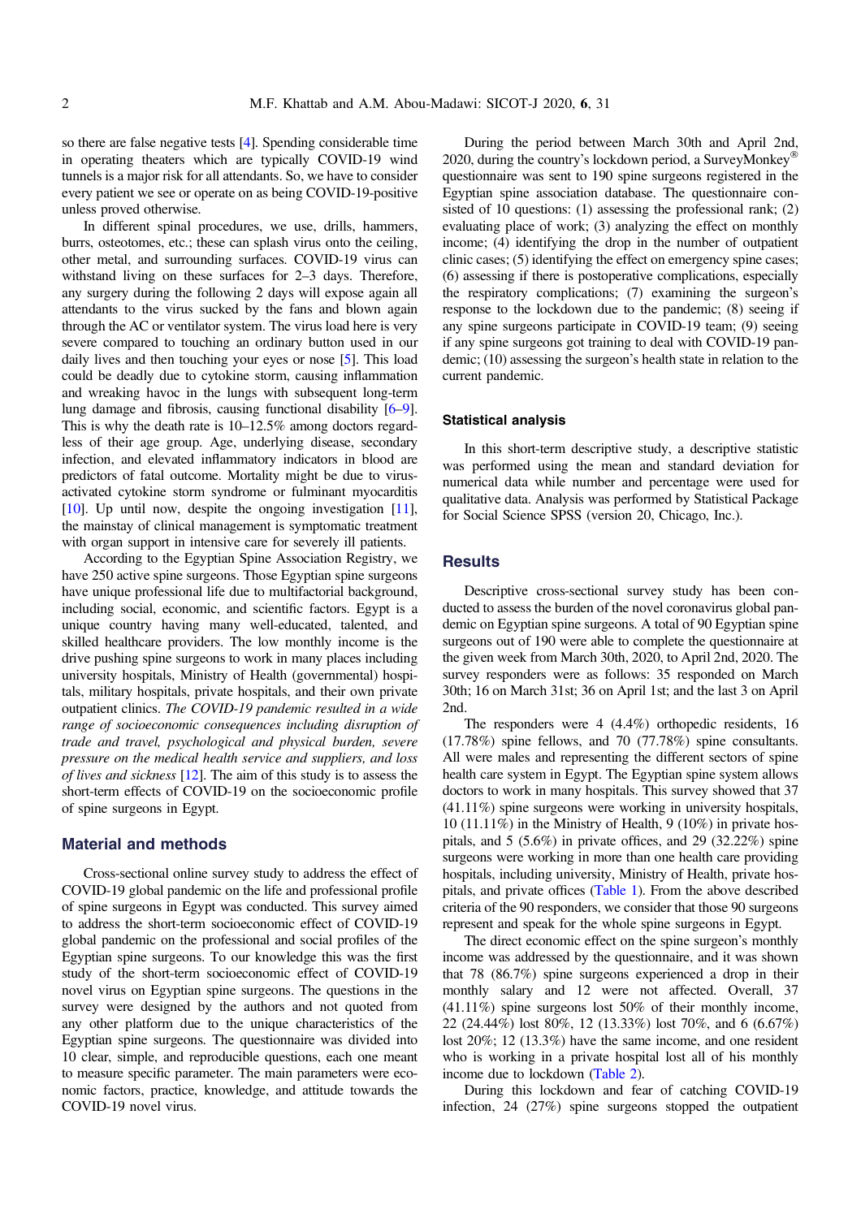so there are false negative tests [4]. Spending considerable time in operating theaters which are typically COVID-19 wind tunnels is a major risk for all attendants. So, we have to consider every patient we see or operate on as being COVID-19-positive unless proved otherwise.

In different spinal procedures, we use, drills, hammers, burrs, osteotomes, etc.; these can splash virus onto the ceiling, other metal, and surrounding surfaces. COVID-19 virus can withstand living on these surfaces for 2–3 days. Therefore, any surgery during the following 2 days will expose again all attendants to the virus sucked by the fans and blown again through the AC or ventilator system. The virus load here is very severe compared to touching an ordinary button used in our daily lives and then touching your eyes or nose [5]. This load could be deadly due to cytokine storm, causing inflammation and wreaking havoc in the lungs with subsequent long-term lung damage and fibrosis, causing functional disability [6–9]. This is why the death rate is 10–12.5% among doctors regardless of their age group. Age, underlying disease, secondary infection, and elevated inflammatory indicators in blood are predictors of fatal outcome. Mortality might be due to virus-activated cytokine storm syndrome or fulminant myocarditis [10]. Up until now, despite the ongoing investigation [11], the mainstay of clinical management is symptomatic treatment with organ support in intensive care for severely ill patients.

According to the Egyptian Spine Association Registry, we have 250 active spine surgeons. Those Egyptian spine surgeons have unique professional life due to multifactorial background, including social, economic, and scientific factors. Egypt is a unique country having many well-educated, talented, and skilled healthcare providers. The low monthly income is the drive pushing spine surgeons to work in many places including university hospitals, Ministry of Health (governmental) hospitals, military hospitals, private hospitals, and their own private outpatient clinics. *The COVID-19 pandemic resulted in a wide range of socioeconomic consequences including disruption of trade and travel, psychological and physical burden, severe pressure on the medical health service and suppliers, and loss of lives and sickness* [12]. The aim of this study is to assess the short-term effects of COVID-19 on the socioeconomic profile of spine surgeons in Egypt.

## Material and methods

Cross-sectional online survey study to address the effect of COVID-19 global pandemic on the life and professional profile of spine surgeons in Egypt was conducted. This survey aimed to address the short-term socioeconomic effect of COVID-19 global pandemic on the professional and social profiles of the Egyptian spine surgeons. To our knowledge this was the first study of the short-term socioeconomic effect of COVID-19 novel virus on Egyptian spine surgeons. The questions in the survey were designed by the authors and not quoted from any other platform due to the unique characteristics of the Egyptian spine surgeons. The questionnaire was divided into 10 clear, simple, and reproducible questions, each one meant to measure specific parameter. The main parameters were economic factors, practice, knowledge, and attitude towards the COVID-19 novel virus.

During the period between March 30th and April 2nd, 2020, during the country's lockdown period, a SurveyMonkey® questionnaire was sent to 190 spine surgeons registered in the Egyptian spine association database. The questionnaire consisted of 10 questions: (1) assessing the professional rank; (2) evaluating place of work; (3) analyzing the effect on monthly income; (4) identifying the drop in the number of outpatient clinic cases; (5) identifying the effect on emergency spine cases; (6) assessing if there is postoperative complications, especially the respiratory complications; (7) examining the surgeon's response to the lockdown due to the pandemic; (8) seeing if any spine surgeons participate in COVID-19 team; (9) seeing if any spine surgeons got training to deal with COVID-19 pandemic; (10) assessing the surgeon's health state in relation to the current pandemic.

### Statistical analysis

In this short-term descriptive study, a descriptive statistic was performed using the mean and standard deviation for numerical data while number and percentage were used for qualitative data. Analysis was performed by Statistical Package for Social Science SPSS (version 20, Chicago, Inc.).

## Results

Descriptive cross-sectional survey study has been conducted to assess the burden of the novel coronavirus global pandemic on Egyptian spine surgeons. A total of 90 Egyptian spine surgeons out of 190 were able to complete the questionnaire at the given week from March 30th, 2020, to April 2nd, 2020. The survey responders were as follows: 35 responded on March 30th; 16 on March 31st; 36 on April 1st; and the last 3 on April 2nd.

The responders were 4 (4.4%) orthopedic residents, 16 (17.78%) spine fellows, and 70 (77.78%) spine consultants. All were males and representing the different sectors of spine health care system in Egypt. The Egyptian spine system allows doctors to work in many hospitals. This survey showed that 37 (41.11%) spine surgeons were working in university hospitals, 10 (11.11%) in the Ministry of Health, 9 (10%) in private hospitals, and 5 (5.6%) in private offices, and 29 (32.22%) spine surgeons were working in more than one health care providing hospitals, including university, Ministry of Health, private hospitals, and private offices (Table 1). From the above described criteria of the 90 responders, we consider that those 90 surgeons represent and speak for the whole spine surgeons in Egypt.

The direct economic effect on the spine surgeon's monthly income was addressed by the questionnaire, and it was shown that 78 (86.7%) spine surgeons experienced a drop in their monthly salary and 12 were not affected. Overall, 37 (41.11%) spine surgeons lost 50% of their monthly income, 22 (24.44%) lost 80%, 12 (13.33%) lost 70%, and 6 (6.67%) lost 20%; 12 (13.3%) have the same income, and one resident who is working in a private hospital lost all of his monthly income due to lockdown (Table 2).

During this lockdown and fear of catching COVID-19 infection, 24 (27%) spine surgeons stopped the outpatient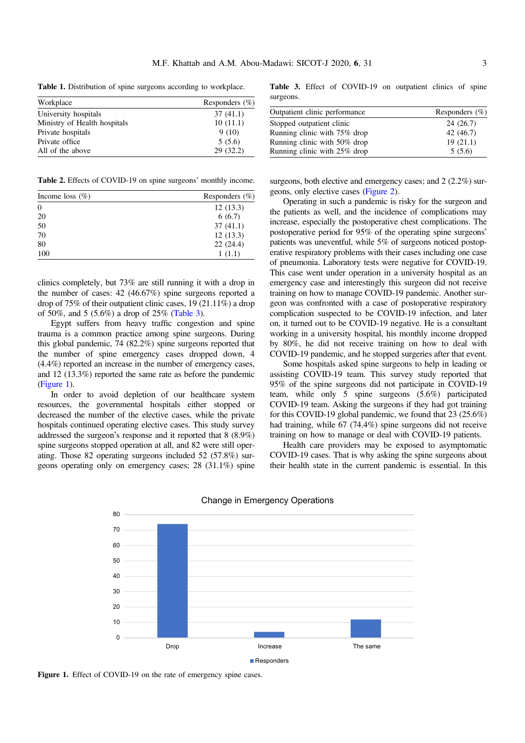**Table 1.** Distribution of spine surgeons according to workplace.

| Workplace | Responders (%) |
|---|---|
| University hospitals | 37 (41.1) |
| Ministry of Health hospitals | 10 (11.1) |
| Private hospitals | 9 (10) |
| Private office | 5 (5.6) |
| All of the above | 29 (32.2) |

**Table 2.** Effects of COVID-19 on spine surgeons' monthly income.

| Income loss (%) | Responders (%) |
|---|---|
| 0 | 12 (13.3) |
| 20 | 6 (6.7) |
| 50 | 37 (41.1) |
| 70 | 12 (13.3) |
| 80 | 22 (24.4) |
| 100 | 1 (1.1) |

clinics completely, but 73% are still running it with a drop in the number of cases: 42 (46.67%) spine surgeons reported a drop of 75% of their outpatient clinic cases, 19 (21.11%) a drop of 50%, and 5 (5.6%) a drop of 25% (Table 3).

Egypt suffers from heavy traffic congestion and spine trauma is a common practice among spine surgeons. During this global pandemic, 74 (82.2%) spine surgeons reported that the number of spine emergency cases dropped down, 4 (4.4%) reported an increase in the number of emergency cases, and 12 (13.3%) reported the same rate as before the pandemic (Figure 1).

In order to avoid depletion of our healthcare system resources, the governmental hospitals either stopped or decreased the number of the elective cases, while the private hospitals continued operating elective cases. This study survey addressed the surgeon's response and it reported that 8 (8.9%) spine surgeons stopped operation at all, and 82 were still operating. Those 82 operating surgeons included 52 (57.8%) surgeons operating only on emergency cases; 28 (31.1%) spine surgeons, both elective and emergency cases; and 2 (2.2%) surgeons, only elective cases (Figure 2).

**Table 3.** Effect of COVID-19 on outpatient clinics of spine surgeons.

| Outpatient clinic performance | Responders (%) |
|---|---|
| Stopped outpatient clinic | 24 (26.7) |
| Running clinic with 75% drop | 42 (46.7) |
| Running clinic with 50% drop | 19 (21.1) |
| Running clinic with 25% drop | 5 (5.6) |

Operating in such a pandemic is risky for the surgeon and the patients as well, and the incidence of complications may increase, especially the postoperative chest complications. The postoperative period for 95% of the operating spine surgeons' patients was uneventful, while 5% of surgeons noticed postoperative respiratory problems with their cases including one case of pneumonia. Laboratory tests were negative for COVID-19. This case went under operation in a university hospital as an emergency case and interestingly this surgeon did not receive training on how to manage COVID-19 pandemic. Another surgeon was confronted with a case of postoperative respiratory complication suspected to be COVID-19 infection, and later on, it turned out to be COVID-19 negative. He is a consultant working in a university hospital, his monthly income dropped by 80%, he did not receive training on how to deal with COVID-19 pandemic, and he stopped surgeries after that event.

Some hospitals asked spine surgeons to help in leading or assisting COVID-19 team. This survey study reported that 95% of the spine surgeons did not participate in COVID-19 team, while only 5 spine surgeons (5.6%) participated COVID-19 team. Asking the surgeons if they had got training for this COVID-19 global pandemic, we found that 23 (25.6%) had training, while 67 (74.4%) spine surgeons did not receive training on how to manage or deal with COVID-19 patients.

Health care providers may be exposed to asymptomatic COVID-19 cases. That is why asking the spine surgeons about their health state in the current pandemic is essential. In this

**Figure 1.** Effect of COVID-19 on the rate of emergency spine cases.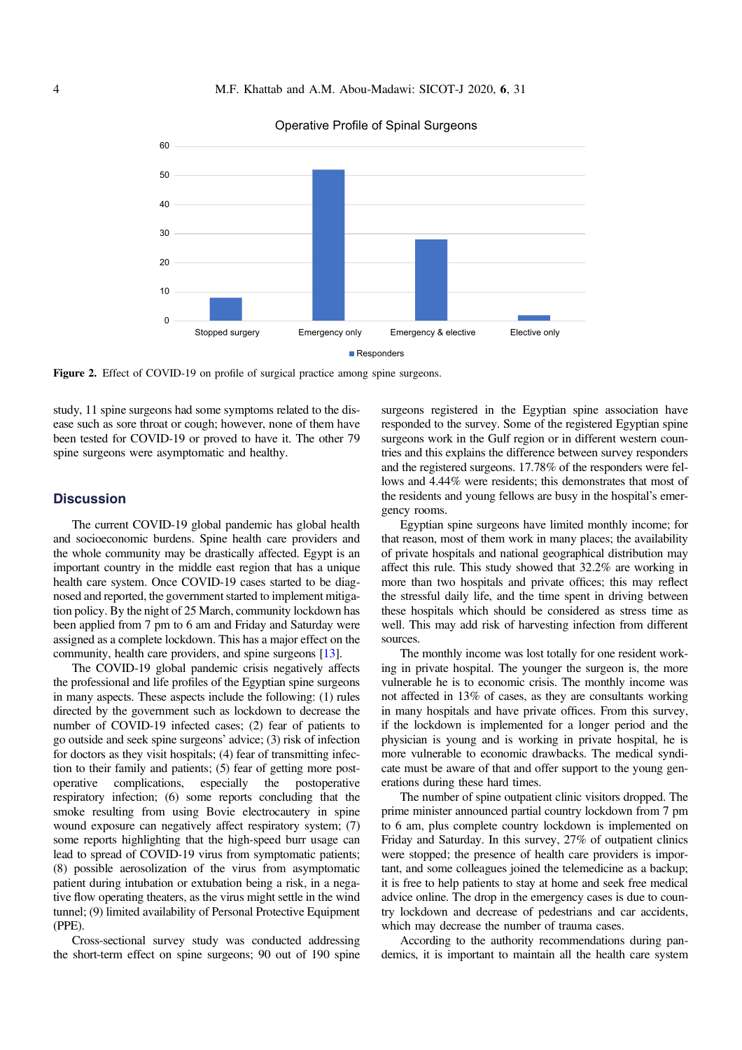Figure 2. Effect of COVID-19 on profile of surgical practice among spine surgeons.

study, 11 spine surgeons had some symptoms related to the disease such as sore throat or cough; however, none of them have been tested for COVID-19 or proved to have it. The other 79 spine surgeons were asymptomatic and healthy.

## Discussion

The current COVID-19 global pandemic has global health and socioeconomic burdens. Spine health care providers and the whole community may be drastically affected. Egypt is an important country in the middle east region that has a unique health care system. Once COVID-19 cases started to be diagnosed and reported, the government started to implement mitigation policy. By the night of 25 March, community lockdown has been applied from 7 pm to 6 am and Friday and Saturday were assigned as a complete lockdown. This has a major effect on the community, health care providers, and spine surgeons [13].

The COVID-19 global pandemic crisis negatively affects the professional and life profiles of the Egyptian spine surgeons in many aspects. These aspects include the following: (1) rules directed by the government such as lockdown to decrease the number of COVID-19 infected cases; (2) fear of patients to go outside and seek spine surgeons' advice; (3) risk of infection for doctors as they visit hospitals; (4) fear of transmitting infection to their family and patients; (5) fear of getting more postoperative complications, especially the postoperative respiratory infection; (6) some reports concluding that the smoke resulting from using Bovie electrocautery in spine wound exposure can negatively affect respiratory system; (7) some reports highlighting that the high-speed burr usage can lead to spread of COVID-19 virus from symptomatic patients; (8) possible aerosolization of the virus from asymptomatic patient during intubation or extubation being a risk, in a negative flow operating theaters, as the virus might settle in the wind tunnel; (9) limited availability of Personal Protective Equipment (PPE).

Cross-sectional survey study was conducted addressing the short-term effect on spine surgeons; 90 out of 190 spine surgeons registered in the Egyptian spine association have responded to the survey. Some of the registered Egyptian spine surgeons work in the Gulf region or in different western countries and this explains the difference between survey responders and the registered surgeons. 17.78% of the responders were fellows and 4.44% were residents; this demonstrates that most of the residents and young fellows are busy in the hospital's emergency rooms.

Egyptian spine surgeons have limited monthly income; for that reason, most of them work in many places; the availability of private hospitals and national geographical distribution may affect this rule. This study showed that 32.2% are working in more than two hospitals and private offices; this may reflect the stressful daily life, and the time spent in driving between these hospitals which should be considered as stress time as well. This may add risk of harvesting infection from different sources.

The monthly income was lost totally for one resident working in private hospital. The younger the surgeon is, the more vulnerable he is to economic crisis. The monthly income was not affected in 13% of cases, as they are consultants working in many hospitals and have private offices. From this survey, if the lockdown is implemented for a longer period and the physician is young and is working in private hospital, he is more vulnerable to economic drawbacks. The medical syndicate must be aware of that and offer support to the young generations during these hard times.

The number of spine outpatient clinic visitors dropped. The prime minister announced partial country lockdown from 7 pm to 6 am, plus complete country lockdown is implemented on Friday and Saturday. In this survey, 27% of outpatient clinics were stopped; the presence of health care providers is important, and some colleagues joined the telemedicine as a backup; it is free to help patients to stay at home and seek free medical advice online. The drop in the emergency cases is due to country lockdown and decrease of pedestrians and car accidents, which may decrease the number of trauma cases.

According to the authority recommendations during pandemics, it is important to maintain all the health care system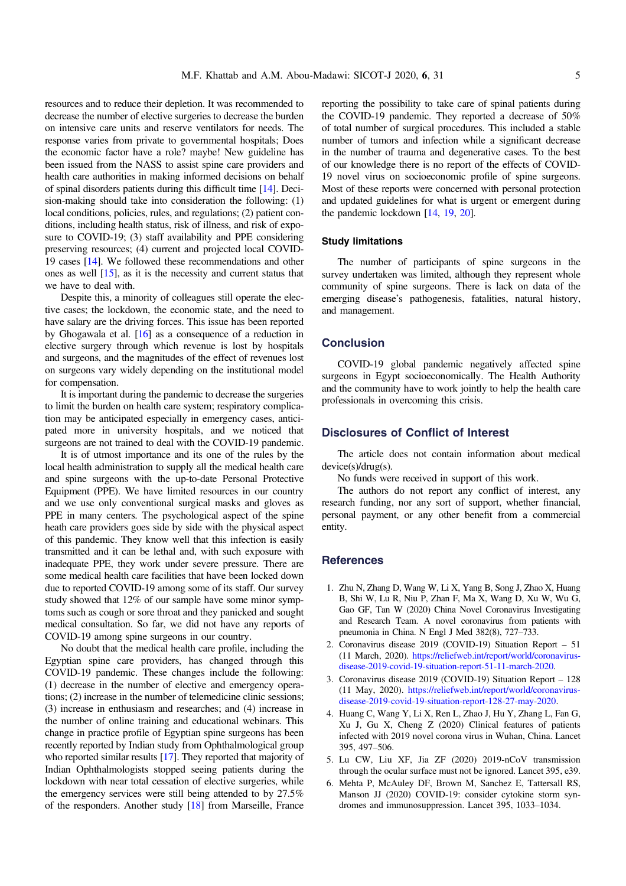resources and to reduce their depletion. It was recommended to decrease the number of elective surgeries to decrease the burden on intensive care units and reserve ventilators for needs. The response varies from private to governmental hospitals; Does the economic factor have a role? maybe! New guideline has been issued from the NASS to assist spine care providers and health care authorities in making informed decisions on behalf of spinal disorders patients during this difficult time [14]. Decision-making should take into consideration the following: (1) local conditions, policies, rules, and regulations; (2) patient conditions, including health status, risk of illness, and risk of exposure to COVID-19; (3) staff availability and PPE considering preserving resources; (4) current and projected local COVID-19 cases [14]. We followed these recommendations and other ones as well [15], as it is the necessity and current status that we have to deal with.

Despite this, a minority of colleagues still operate the elective cases; the lockdown, the economic state, and the need to have salary are the driving forces. This issue has been reported by Ghogawala et al. [16] as a consequence of a reduction in elective surgery through which revenue is lost by hospitals and surgeons, and the magnitudes of the effect of revenues lost on surgeons vary widely depending on the institutional model for compensation.

It is important during the pandemic to decrease the surgeries to limit the burden on health care system; respiratory complication may be anticipated especially in emergency cases, anticipated more in university hospitals, and we noticed that surgeons are not trained to deal with the COVID-19 pandemic.

It is of utmost importance and its one of the rules by the local health administration to supply all the medical health care and spine surgeons with the up-to-date Personal Protective Equipment (PPE). We have limited resources in our country and we use only conventional surgical masks and gloves as PPE in many centers. The psychological aspect of the spine heath care providers goes side by side with the physical aspect of this pandemic. They know well that this infection is easily transmitted and it can be lethal and, with such exposure with inadequate PPE, they work under severe pressure. There are some medical health care facilities that have been locked down due to reported COVID-19 among some of its staff. Our survey study showed that 12% of our sample have some minor symptoms such as cough or sore throat and they panicked and sought medical consultation. So far, we did not have any reports of COVID-19 among spine surgeons in our country.

No doubt that the medical health care profile, including the Egyptian spine care providers, has changed through this COVID-19 pandemic. These changes include the following: (1) decrease in the number of elective and emergency operations; (2) increase in the number of telemedicine clinic sessions; (3) increase in enthusiasm and researches; and (4) increase in the number of online training and educational webinars. This change in practice profile of Egyptian spine surgeons has been recently reported by Indian study from Ophthalmological group who reported similar results [17]. They reported that majority of Indian Ophthalmologists stopped seeing patients during the lockdown with near total cessation of elective surgeries, while the emergency services were still being attended to by 27.5% of the responders. Another study [18] from Marseille, France reporting the possibility to take care of spinal patients during the COVID-19 pandemic. They reported a decrease of 50% of total number of surgical procedures. This included a stable number of tumors and infection while a significant decrease in the number of trauma and degenerative cases. To the best of our knowledge there is no report of the effects of COVID-19 novel virus on socioeconomic profile of spine surgeons. Most of these reports were concerned with personal protection and updated guidelines for what is urgent or emergent during the pandemic lockdown [14, 19, 20].

### Study limitations

The number of participants of spine surgeons in the survey undertaken was limited, although they represent whole community of spine surgeons. There is lack on data of the emerging disease's pathogenesis, fatalities, natural history, and management.

## Conclusion

COVID-19 global pandemic negatively affected spine surgeons in Egypt socioeconomically. The Health Authority and the community have to work jointly to help the health care professionals in overcoming this crisis.

## Disclosures of Conflict of Interest

The article does not contain information about medical device(s)/drug(s).

No funds were received in support of this work.

The authors do not report any conflict of interest, any research funding, nor any sort of support, whether financial, personal payment, or any other benefit from a commercial entity.

## References

1. Zhu N, Zhang D, Wang W, Li X, Yang B, Song J, Zhao X, Huang B, Shi W, Lu R, Niu P, Zhan F, Ma X, Wang D, Xu W, Wu G, Gao GF, Tan W (2020) China Novel Coronavirus Investigating and Research Team. A novel coronavirus from patients with pneumonia in China. N Engl J Med 382(8), 727–733.
2. Coronavirus disease 2019 (COVID-19) Situation Report – 51 (11 March, 2020). https://reliefweb.int/report/world/coronavirus-disease-2019-covid-19-situation-report-51-11-march-2020.
3. Coronavirus disease 2019 (COVID-19) Situation Report – 128 (11 May, 2020). https://reliefweb.int/report/world/coronavirus-disease-2019-covid-19-situation-report-128-27-may-2020.
4. Huang C, Wang Y, Li X, Ren L, Zhao J, Hu Y, Zhang L, Fan G, Xu J, Gu X, Cheng Z (2020) Clinical features of patients infected with 2019 novel corona virus in Wuhan, China. Lancet 395, 497–506.
5. Lu CW, Liu XF, Jia ZF (2020) 2019-nCoV transmission through the ocular surface must not be ignored. Lancet 395, e39.
6. Mehta P, McAuley DF, Brown M, Sanchez E, Tattersall RS, Manson JJ (2020) COVID-19: consider cytokine storm syndromes and immunosuppression. Lancet 395, 1033–1034.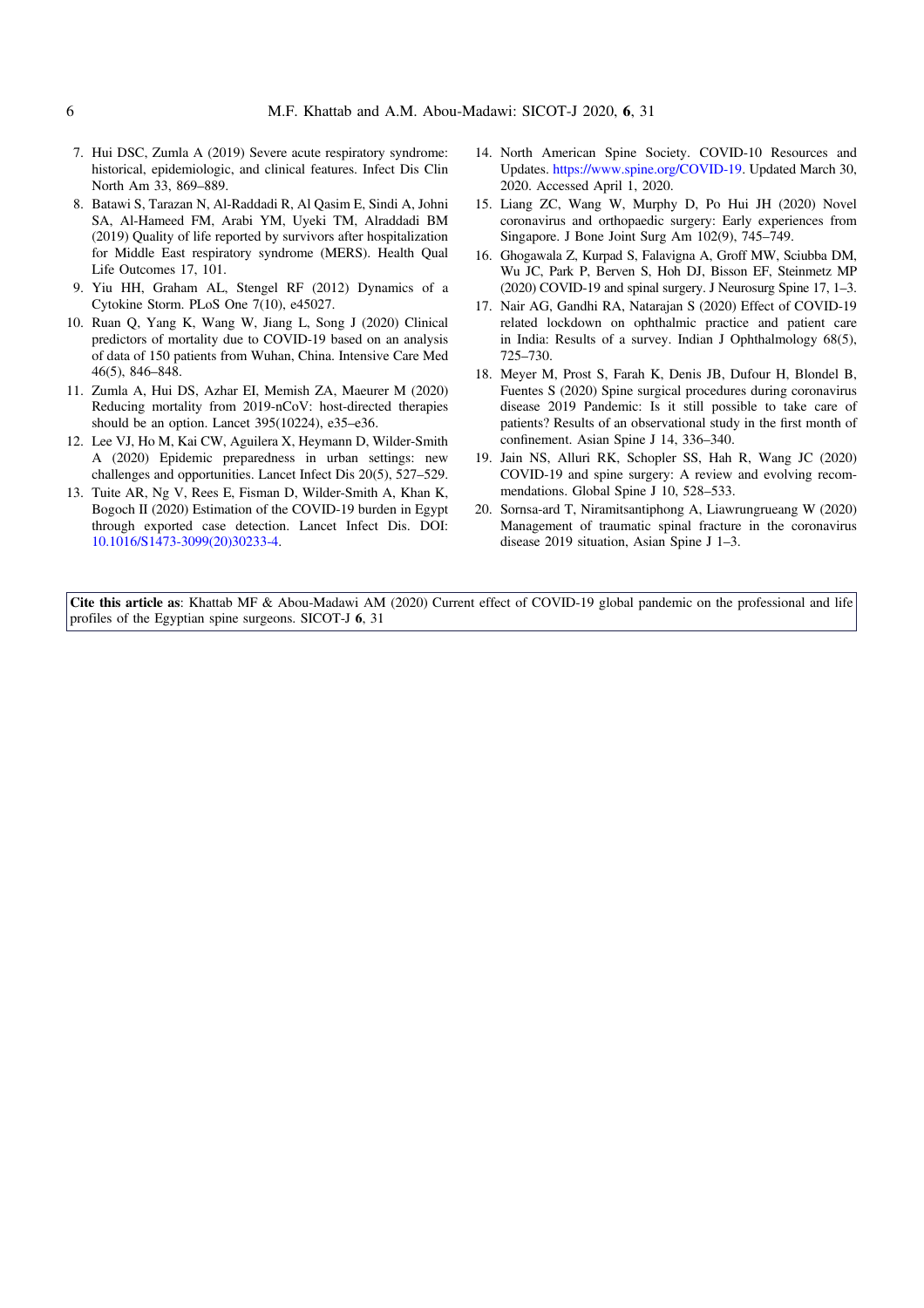7. Hui DSC, Zumla A (2019) Severe acute respiratory syndrome: historical, epidemiologic, and clinical features. Infect Dis Clin North Am 33, 869–889.
8. Batawi S, Tarazan N, Al-Raddadi R, Al Qasim E, Sindi A, Johni SA, Al-Hameed FM, Arabi YM, Uyeki TM, Alraddadi BM (2019) Quality of life reported by survivors after hospitalization for Middle East respiratory syndrome (MERS). Health Qual Life Outcomes 17, 101.
9. Yiu HH, Graham AL, Stengel RF (2012) Dynamics of a Cytokine Storm. PLoS One 7(10), e45027.
10. Ruan Q, Yang K, Wang W, Jiang L, Song J (2020) Clinical predictors of mortality due to COVID-19 based on an analysis of data of 150 patients from Wuhan, China. Intensive Care Med 46(5), 846–848.
11. Zumla A, Hui DS, Azhar EI, Memish ZA, Maeurer M (2020) Reducing mortality from 2019-nCoV: host-directed therapies should be an option. Lancet 395(10224), e35–e36.
12. Lee VJ, Ho M, Kai CW, Aguilera X, Heymann D, Wilder-Smith A (2020) Epidemic preparedness in urban settings: new challenges and opportunities. Lancet Infect Dis 20(5), 527–529.
13. Tuite AR, Ng V, Rees E, Fisman D, Wilder-Smith A, Khan K, Bogoch II (2020) Estimation of the COVID-19 burden in Egypt through exported case detection. Lancet Infect Dis. DOI: 10.1016/S1473-3099(20)30233-4.
14. North American Spine Society. COVID-10 Resources and Updates. https://www.spine.org/COVID-19. Updated March 30, 2020. Accessed April 1, 2020.
15. Liang ZC, Wang W, Murphy D, Po Hui JH (2020) Novel coronavirus and orthopaedic surgery: Early experiences from Singapore. J Bone Joint Surg Am 102(9), 745–749.
16. Ghogawala Z, Kurpad S, Falavigna A, Groff MW, Sciubba DM, Wu JC, Park P, Berven S, Hoh DJ, Bisson EF, Steinmetz MP (2020) COVID-19 and spinal surgery. J Neurosurg Spine 17, 1–3.
17. Nair AG, Gandhi RA, Natarajan S (2020) Effect of COVID-19 related lockdown on ophthalmic practice and patient care in India: Results of a survey. Indian J Ophthalmology 68(5), 725–730.
18. Meyer M, Prost S, Farah K, Denis JB, Dufour H, Blondel B, Fuentes S (2020) Spine surgical procedures during coronavirus disease 2019 Pandemic: Is it still possible to take care of patients? Results of an observational study in the first month of confinement. Asian Spine J 14, 336–340.
19. Jain NS, Alluri RK, Schopler SS, Hah R, Wang JC (2020) COVID-19 and spine surgery: A review and evolving recommendations. Global Spine J 10, 528–533.
20. Sornsa-ard T, Niramitsantiphong A, Liawrungrueang W (2020) Management of traumatic spinal fracture in the coronavirus disease 2019 situation, Asian Spine J 1–3.

**Cite this article as**: Khattab MF & Abou-Madawi AM (2020) Current effect of COVID-19 global pandemic on the professional and life profiles of the Egyptian spine surgeons. SICOT-J **6**, 31